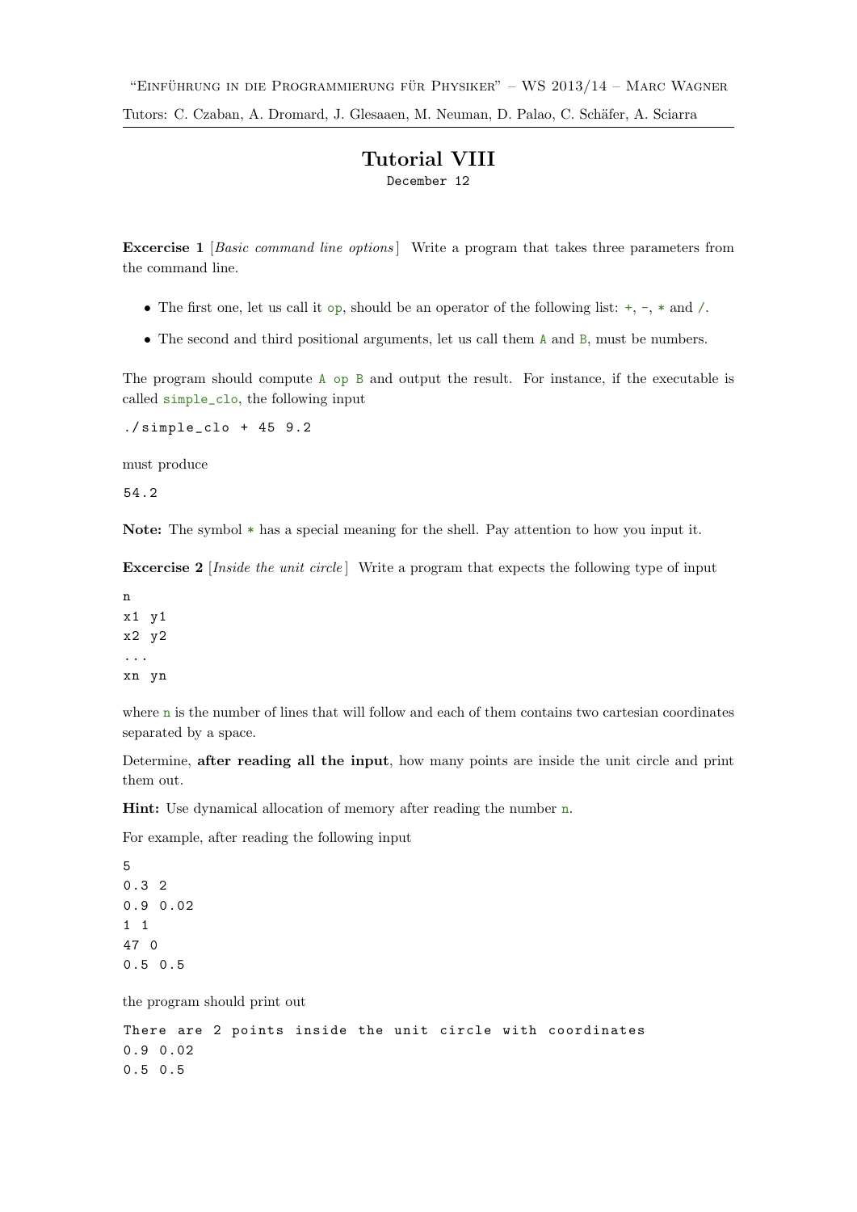"Einführung in die Programmierung für Physiker" – WS 2013/14 – Marc Wagner

Tutors: C. Czaban, A. Dromard, J. Glesaaen, M. Neuman, D. Palao, C. Schäfer, A. Sciarra

# Tutorial VIII

December 12

**Excercise 1** [*Basic command line options*] Write a program that takes three parameters from the command line.

- The first one, let us call it `op`, should be an operator of the following list: `+`, `-`, `*` and `/`.
- The second and third positional arguments, let us call them `A` and `B`, must be numbers.

The program should compute `A op B` and output the result. For instance, if the executable is called `simple_clo`, the following input

```
./simple_clo + 45 9.2
```

must produce

```
54.2
```

**Note:** The symbol `*` has a special meaning for the shell. Pay attention to how you input it.

**Excercise 2** [*Inside the unit circle*] Write a program that expects the following type of input

```
n
x1 y1
x2 y2
...
xn yn
```

where `n` is the number of lines that will follow and each of them contains two cartesian coordinates separated by a space.

Determine, **after reading all the input**, how many points are inside the unit circle and print them out.

**Hint:** Use dynamical allocation of memory after reading the number `n`.

For example, after reading the following input

```
5
0.3 2
0.9 0.02
1 1
47 0
0.5 0.5
```

the program should print out

```
There are 2 points inside the unit circle with coordinates
0.9 0.02
0.5 0.5
```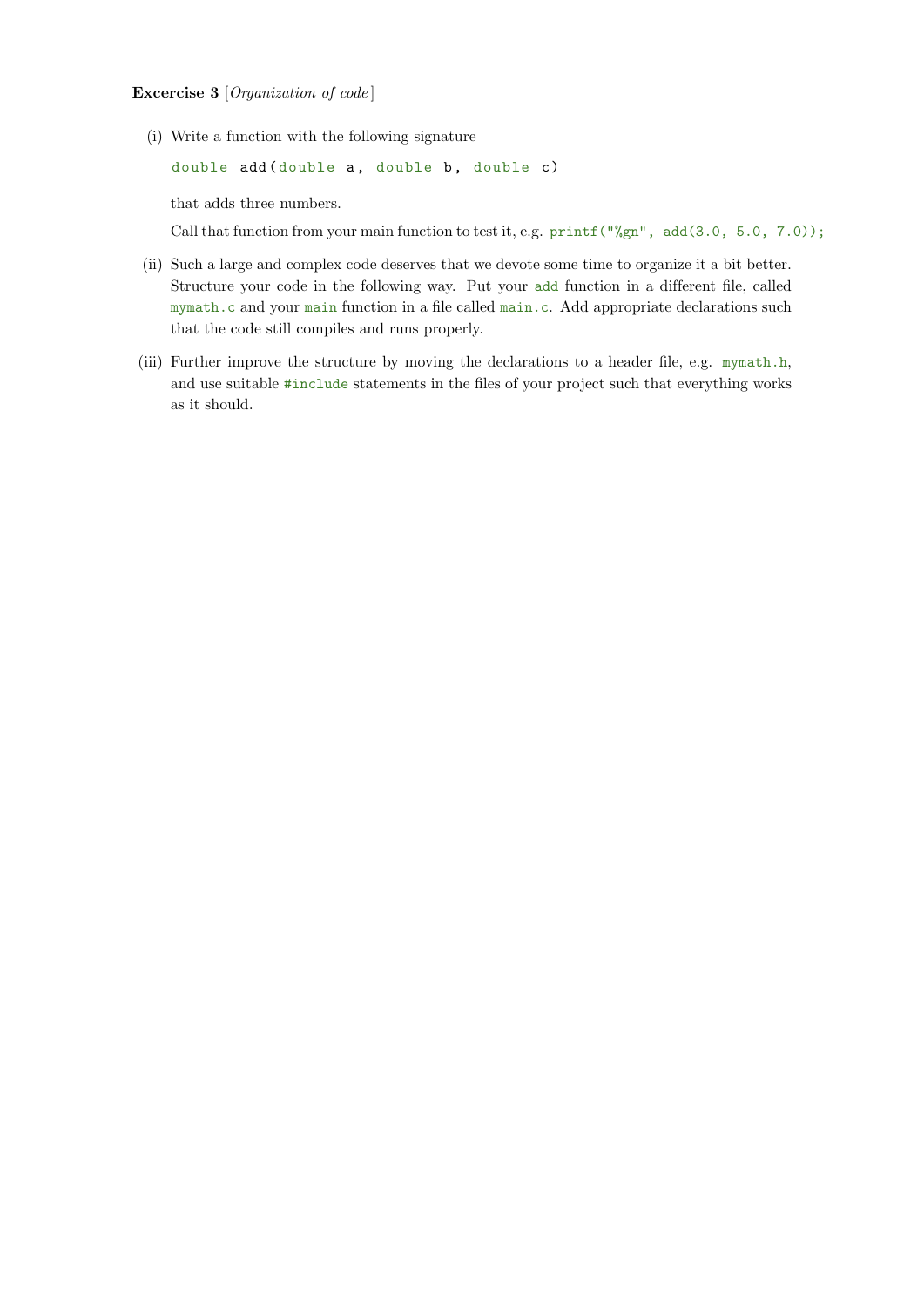**Excercise 3** [*Organization of code*]

(i) Write a function with the following signature

```
double add(double a, double b, double c)
```

that adds three numbers.

Call that function from your main function to test it, e.g. `printf("%gn", add(3.0, 5.0, 7.0));`

(ii) Such a large and complex code deserves that we devote some time to organize it a bit better. Structure your code in the following way. Put your `add` function in a different file, called `mymath.c` and your `main` function in a file called `main.c`. Add appropriate declarations such that the code still compiles and runs properly.

(iii) Further improve the structure by moving the declarations to a header file, e.g. `mymath.h`, and use suitable `#include` statements in the files of your project such that everything works as it should.